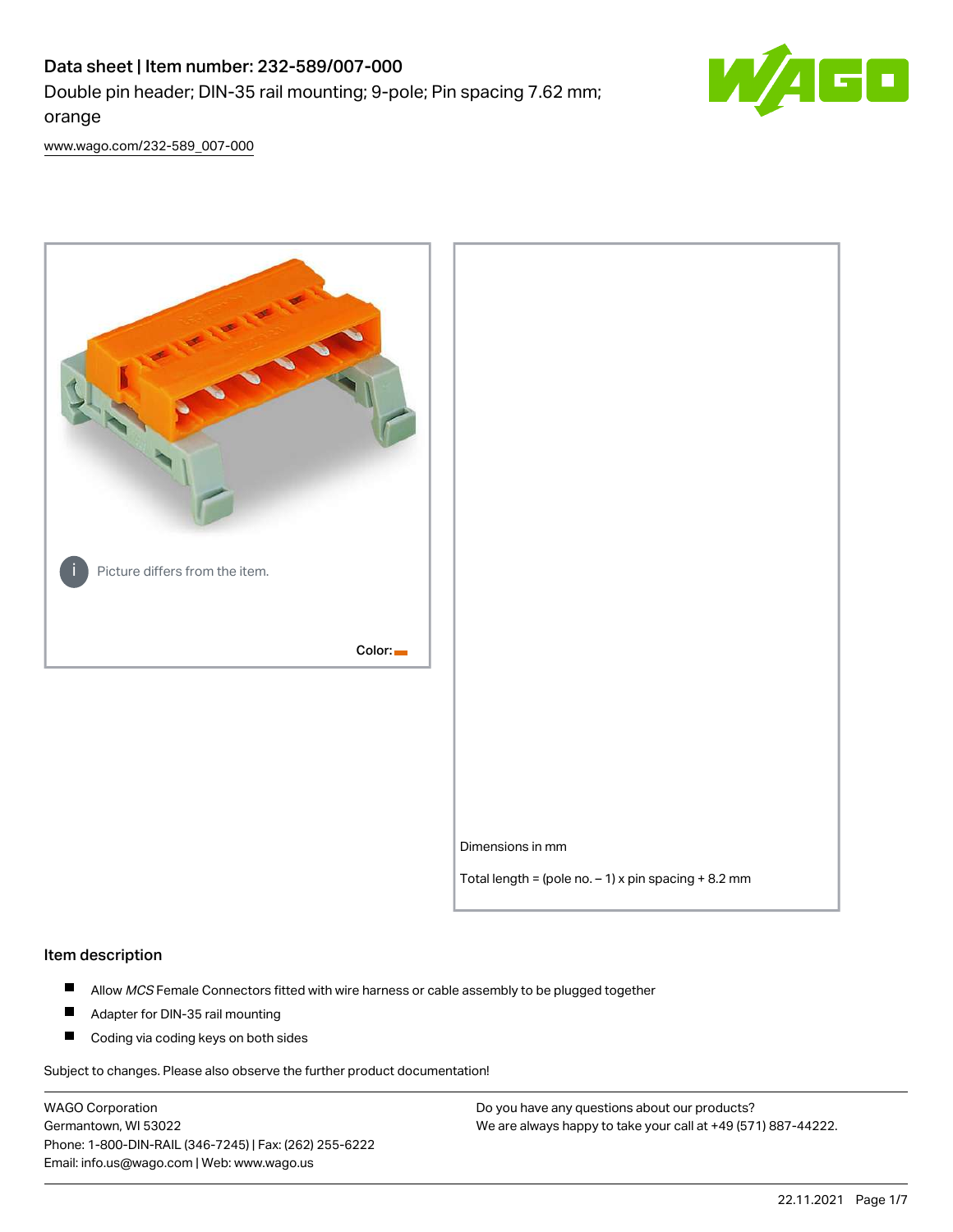# Data sheet | Item number: 232-589/007-000

Double pin header; DIN-35 rail mounting; 9-pole; Pin spacing 7.62 mm; orange

www.wago.com/232-589_007-000

Picture differs from the item.

Color:

Dimensions in mm

Total length = (pole no. – 1) x pin spacing + 8.2 mm

## Item description

- Allow *MCS* Female Connectors fitted with wire harness or cable assembly to be plugged together
- Adapter for DIN-35 rail mounting
- Coding via coding keys on both sides

Subject to changes. Please also observe the further product documentation!

WAGO Corporation
Germantown, WI 53022
Phone: 1-800-DIN-RAIL (346-7245) | Fax: (262) 255-6222
Email: info.us@wago.com | Web: www.wago.us

Do you have any questions about our products?
We are always happy to take your call at +49 (571) 887-44222.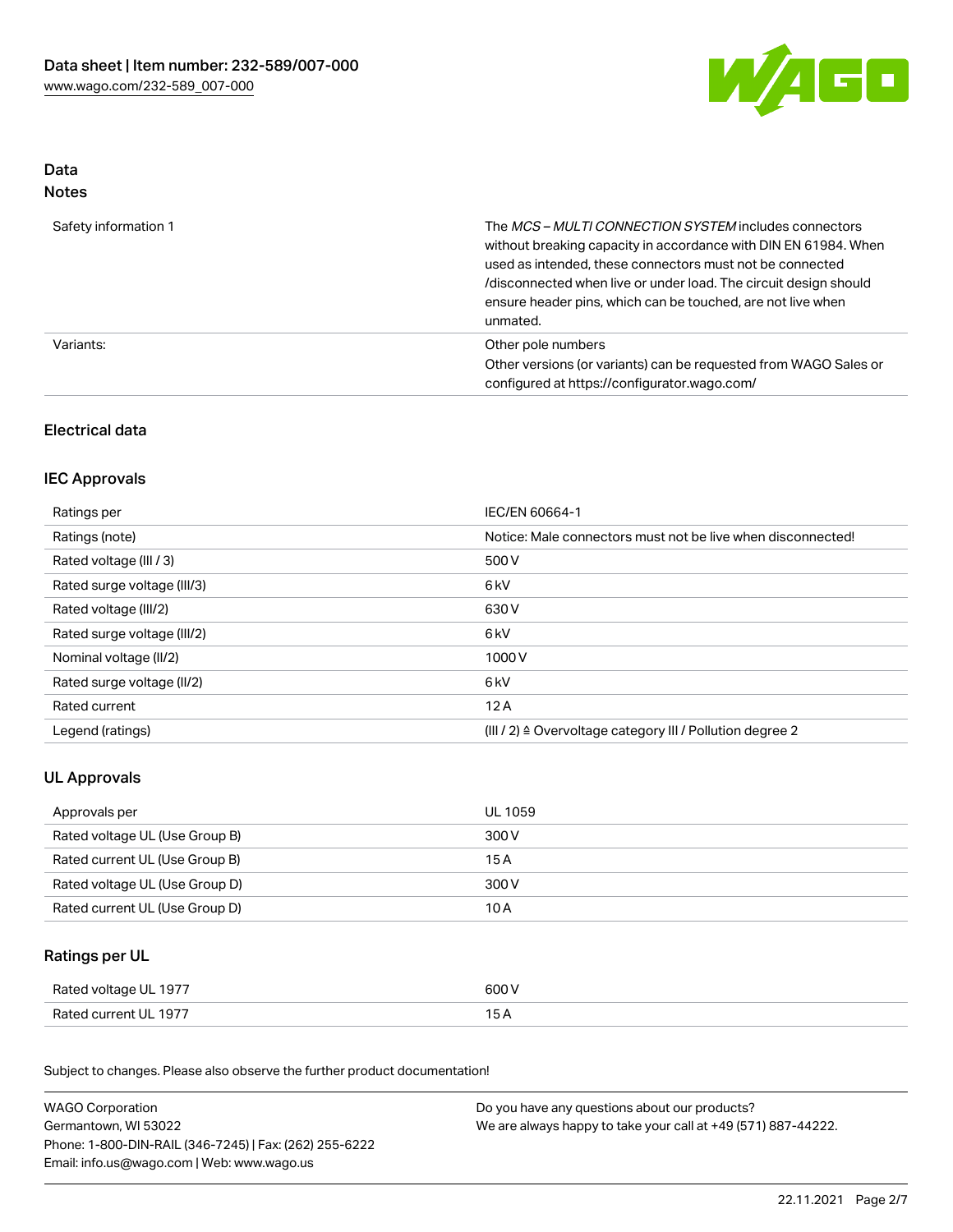## Data
### Notes

| | |
|---|---|
| Safety information 1 | The *MCS – MULTI CONNECTION SYSTEM* includes connectors without breaking capacity in accordance with DIN EN 61984. When used as intended, these connectors must not be connected /disconnected when live or under load. The circuit design should ensure header pins, which can be touched, are not live when unmated. |
| Variants: | Other pole numbers<br>Other versions (or variants) can be requested from WAGO Sales or configured at https://configurator.wago.com/ |

## Electrical data

### IEC Approvals

| | |
|---|---|
| Ratings per | IEC/EN 60664-1 |
| Ratings (note) | Notice: Male connectors must not be live when disconnected! |
| Rated voltage (III / 3) | 500 V |
| Rated surge voltage (III/3) | 6 kV |
| Rated voltage (III/2) | 630 V |
| Rated surge voltage (III/2) | 6 kV |
| Nominal voltage (II/2) | 1000 V |
| Rated surge voltage (II/2) | 6 kV |
| Rated current | 12 A |
| Legend (ratings) | (III / 2) ≙ Overvoltage category III / Pollution degree 2 |

### UL Approvals

| | |
|---|---|
| Approvals per | UL 1059 |
| Rated voltage UL (Use Group B) | 300 V |
| Rated current UL (Use Group B) | 15 A |
| Rated voltage UL (Use Group D) | 300 V |
| Rated current UL (Use Group D) | 10 A |

### Ratings per UL

| | |
|---|---|
| Rated voltage UL 1977 | 600 V |
| Rated current UL 1977 | 15 A |

Subject to changes. Please also observe the further product documentation!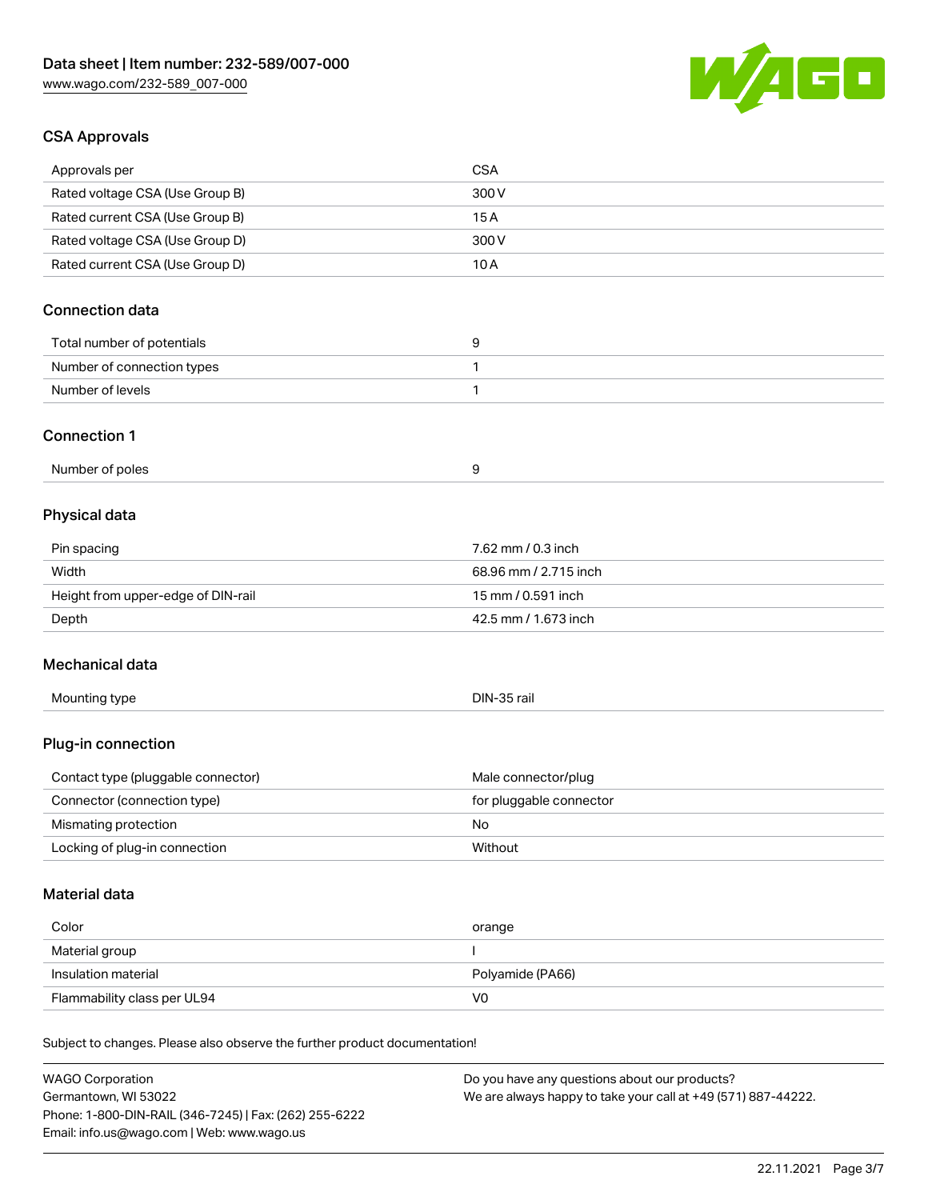## CSA Approvals

| Approvals per | CSA |
| --- | --- |
| Rated voltage CSA (Use Group B) | 300 V |
| Rated current CSA (Use Group B) | 15 A |
| Rated voltage CSA (Use Group D) | 300 V |
| Rated current CSA (Use Group D) | 10 A |

## Connection data

| Total number of potentials | 9 |
| --- | --- |
| Number of connection types | 1 |
| Number of levels | 1 |

## Connection 1

| Number of poles | 9 |
| --- | --- |

## Physical data

| Pin spacing | 7.62 mm / 0.3 inch |
| --- | --- |
| Width | 68.96 mm / 2.715 inch |
| Height from upper-edge of DIN-rail | 15 mm / 0.591 inch |
| Depth | 42.5 mm / 1.673 inch |

## Mechanical data

| Mounting type | DIN-35 rail |
| --- | --- |

## Plug-in connection

| Contact type (pluggable connector) | Male connector/plug |
| --- | --- |
| Connector (connection type) | for pluggable connector |
| Mismating protection | No |
| Locking of plug-in connection | Without |

## Material data

| Color | orange |
| --- | --- |
| Material group | I |
| Insulation material | Polyamide (PA66) |
| Flammability class per UL94 | V0 |

Subject to changes. Please also observe the further product documentation!

WAGO Corporation
Germantown, WI 53022
Phone: 1-800-DIN-RAIL (346-7245) | Fax: (262) 255-6222
Email: info.us@wago.com | Web: www.wago.us

Do you have any questions about our products?
We are always happy to take your call at +49 (571) 887-44222.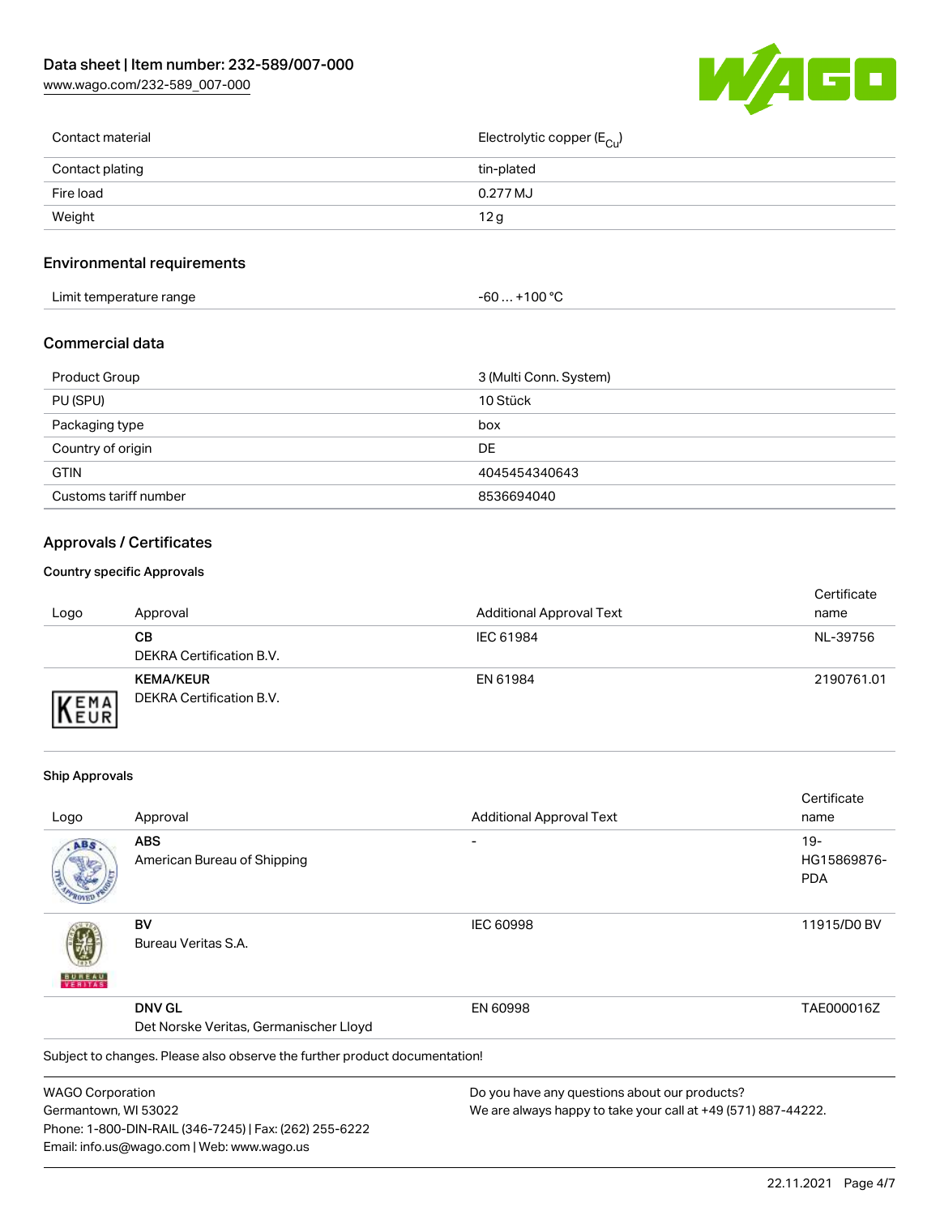| | |
|---|---|
| Contact material | Electrolytic copper ($E_{Cu}$) |
| Contact plating | tin-plated |
| Fire load | 0.277 MJ |
| Weight | 12 g |

## Environmental requirements

| | |
|---|---|
| Limit temperature range | -60 … +100 °C |

## Commercial data

| | |
|---|---|
| Product Group | 3 (Multi Conn. System) |
| PU (SPU) | 10 Stück |
| Packaging type | box |
| Country of origin | DE |
| GTIN | 4045454340643 |
| Customs tariff number | 8536694040 |

## Approvals / Certificates

### Country specific Approvals

| Logo | Approval | Additional Approval Text | Certificate name |
|---|---|---|---|
| | **CB**<br>DEKRA Certification B.V. | IEC 61984 | NL-39756 |
| | **KEMA/KEUR**<br>DEKRA Certification B.V. | EN 61984 | 2190761.01 |

### Ship Approvals

| Logo | Approval | Additional Approval Text | Certificate name |
|---|---|---|---|
| | **ABS**<br>American Bureau of Shipping | - | 19-HG15869876-PDA |
| | **BV**<br>Bureau Veritas S.A. | IEC 60998 | 11915/D0 BV |
| | **DNV GL**<br>Det Norske Veritas, Germanischer Lloyd | EN 60998 | TAE000016Z |

Subject to changes. Please also observe the further product documentation!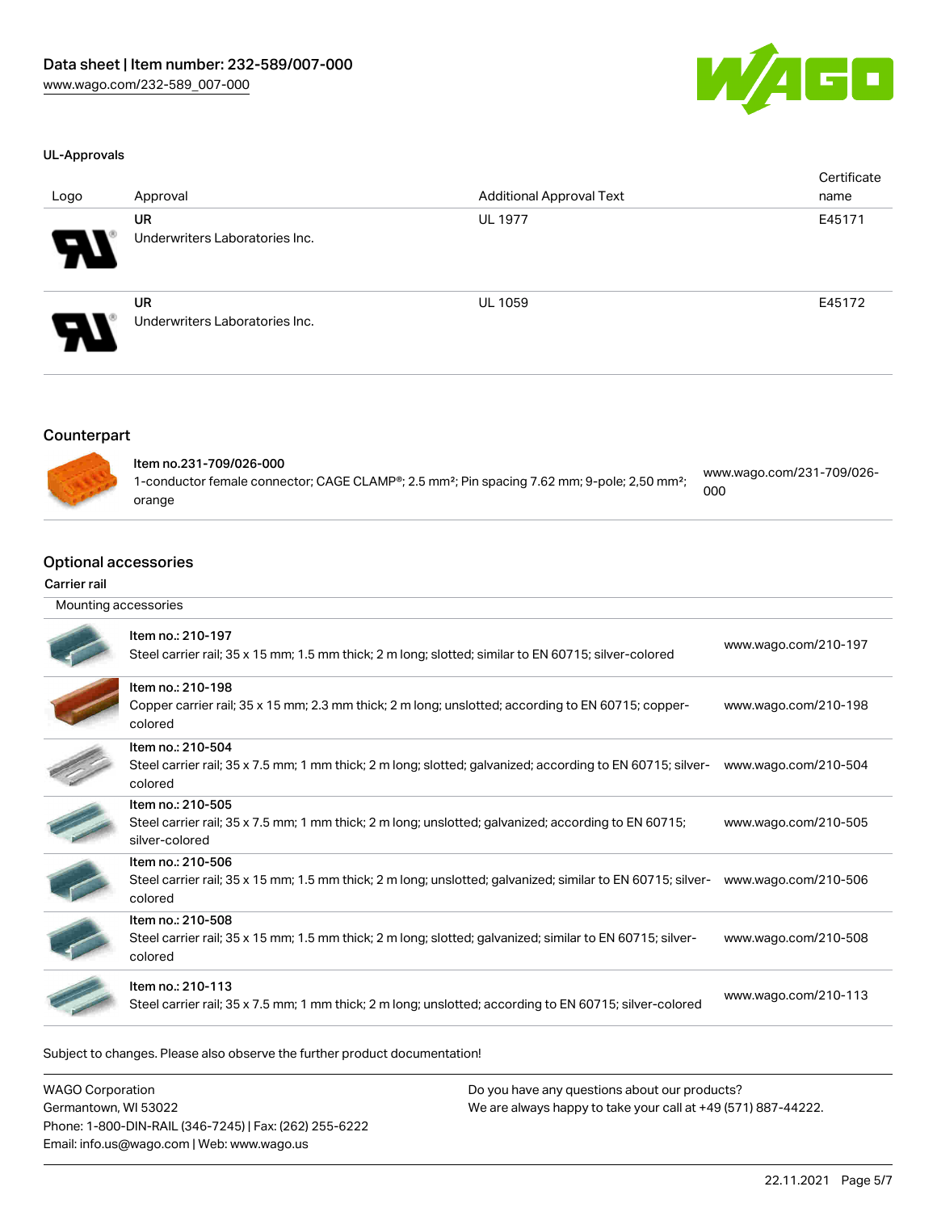Data sheet | Item number: 232-589/007-000
www.wago.com/232-589_007-000

UL-Approvals

| Logo | Approval | Additional Approval Text | Certificate name |
| --- | --- | --- | --- |
| | UR<br>Underwriters Laboratories Inc. | UL 1977 | E45171 |
| | UR<br>Underwriters Laboratories Inc. | UL 1059 | E45172 |

## Counterpart

| | | |
| --- | --- | --- |
| | Item no.231-709/026-000<br>1-conductor female connector; CAGE CLAMP®; 2.5 mm²; Pin spacing 7.62 mm; 9-pole; 2,50 mm²; orange | www.wago.com/231-709/026-000 |

## Optional accessories

Carrier rail

| Mounting accessories | | |
| --- | --- | --- |
| | Item no.: 210-197<br>Steel carrier rail; 35 x 15 mm; 1.5 mm thick; 2 m long; slotted; similar to EN 60715; silver-colored | www.wago.com/210-197 |
| | Item no.: 210-198<br>Copper carrier rail; 35 x 15 mm; 2.3 mm thick; 2 m long; unslotted; according to EN 60715; copper-colored | www.wago.com/210-198 |
| | Item no.: 210-504<br>Steel carrier rail; 35 x 7.5 mm; 1 mm thick; 2 m long; slotted; galvanized; according to EN 60715; silver-colored | www.wago.com/210-504 |
| | Item no.: 210-505<br>Steel carrier rail; 35 x 7.5 mm; 1 mm thick; 2 m long; unslotted; galvanized; according to EN 60715; silver-colored | www.wago.com/210-505 |
| | Item no.: 210-506<br>Steel carrier rail; 35 x 15 mm; 1.5 mm thick; 2 m long; unslotted; galvanized; similar to EN 60715; silver-colored | www.wago.com/210-506 |
| | Item no.: 210-508<br>Steel carrier rail; 35 x 15 mm; 1.5 mm thick; 2 m long; slotted; galvanized; similar to EN 60715; silver-colored | www.wago.com/210-508 |
| | Item no.: 210-113<br>Steel carrier rail; 35 x 7.5 mm; 1 mm thick; 2 m long; unslotted; according to EN 60715; silver-colored | www.wago.com/210-113 |

Subject to changes. Please also observe the further product documentation!

WAGO Corporation
Germantown, WI 53022
Phone: 1-800-DIN-RAIL (346-7245) | Fax: (262) 255-6222
Email: info.us@wago.com | Web: www.wago.us

Do you have any questions about our products?
We are always happy to take your call at +49 (571) 887-44222.

22.11.2021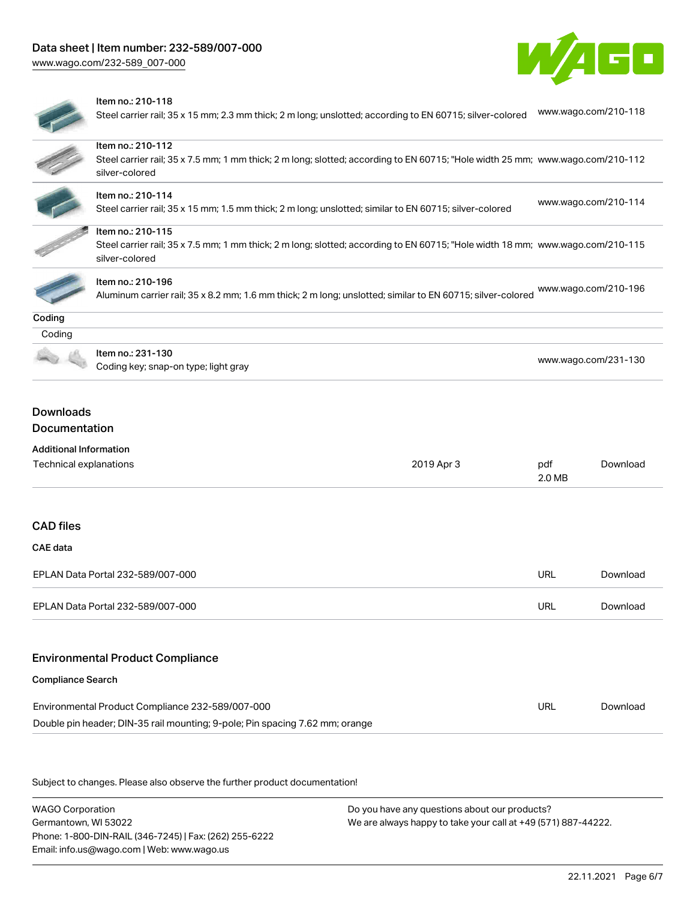| | | |
|---|---|---|
| | Item no.: 210-118<br>Steel carrier rail; 35 x 15 mm; 2.3 mm thick; 2 m long; unslotted; according to EN 60715; silver-colored | www.wago.com/210-118 |
| | Item no.: 210-112<br>Steel carrier rail; 35 x 7.5 mm; 1 mm thick; 2 m long; slotted; according to EN 60715; "Hole width 25 mm; silver-colored | www.wago.com/210-112 |
| | Item no.: 210-114<br>Steel carrier rail; 35 x 15 mm; 1.5 mm thick; 2 m long; unslotted; similar to EN 60715; silver-colored | www.wago.com/210-114 |
| | Item no.: 210-115<br>Steel carrier rail; 35 x 7.5 mm; 1 mm thick; 2 m long; slotted; according to EN 60715; "Hole width 18 mm; silver-colored | www.wago.com/210-115 |
| | Item no.: 210-196<br>Aluminum carrier rail; 35 x 8.2 mm; 1.6 mm thick; 2 m long; unslotted; similar to EN 60715; silver-colored | www.wago.com/210-196 |

**Coding**

Coding

| | | |
|---|---|---|
| | Item no.: 231-130<br>Coding key; snap-on type; light gray | www.wago.com/231-130 |

## Downloads

### Documentation

**Additional Information**

| | | | |
|---|---|---|---|
| Technical explanations | 2019 Apr 3 | pdf<br>2.0 MB | Download |

### CAD files

**CAE data**

| | | |
|---|---|---|
| EPLAN Data Portal 232-589/007-000 | URL | Download |
| EPLAN Data Portal 232-589/007-000 | URL | Download |

### Environmental Product Compliance

**Compliance Search**

| | | |
|---|---|---|
| Environmental Product Compliance 232-589/007-000<br>Double pin header; DIN-35 rail mounting; 9-pole; Pin spacing 7.62 mm; orange | URL | Download |

Subject to changes. Please also observe the further product documentation!

WAGO Corporation
Germantown, WI 53022
Phone: 1-800-DIN-RAIL (346-7245) | Fax: (262) 255-6222
Email: info.us@wago.com | Web: www.wago.us

Do you have any questions about our products?
We are always happy to take your call at +49 (571) 887-44222.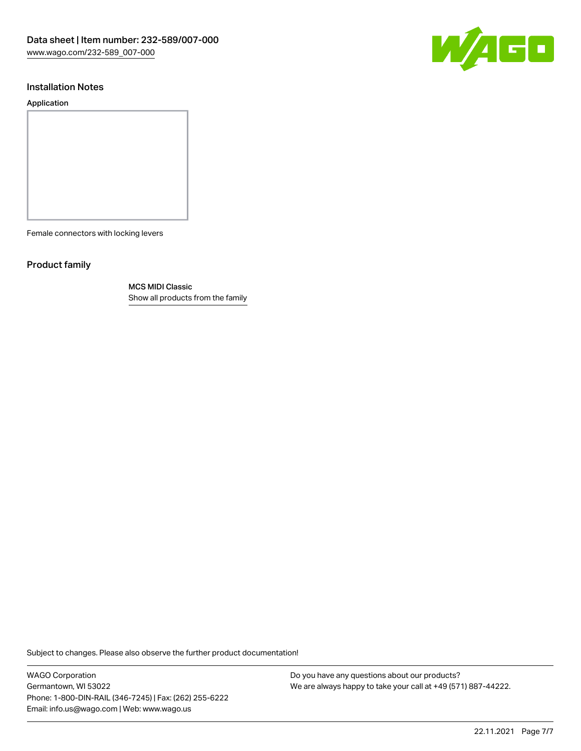## Installation Notes

### Application

Female connectors with locking levers

## Product family

MCS MIDI Classic
Show all products from the family

Subject to changes. Please also observe the further product documentation!

WAGO Corporation
Germantown, WI 53022
Phone: 1-800-DIN-RAIL (346-7245) | Fax: (262) 255-6222
Email: info.us@wago.com | Web: www.wago.us

Do you have any questions about our products?
We are always happy to take your call at +49 (571) 887-44222.